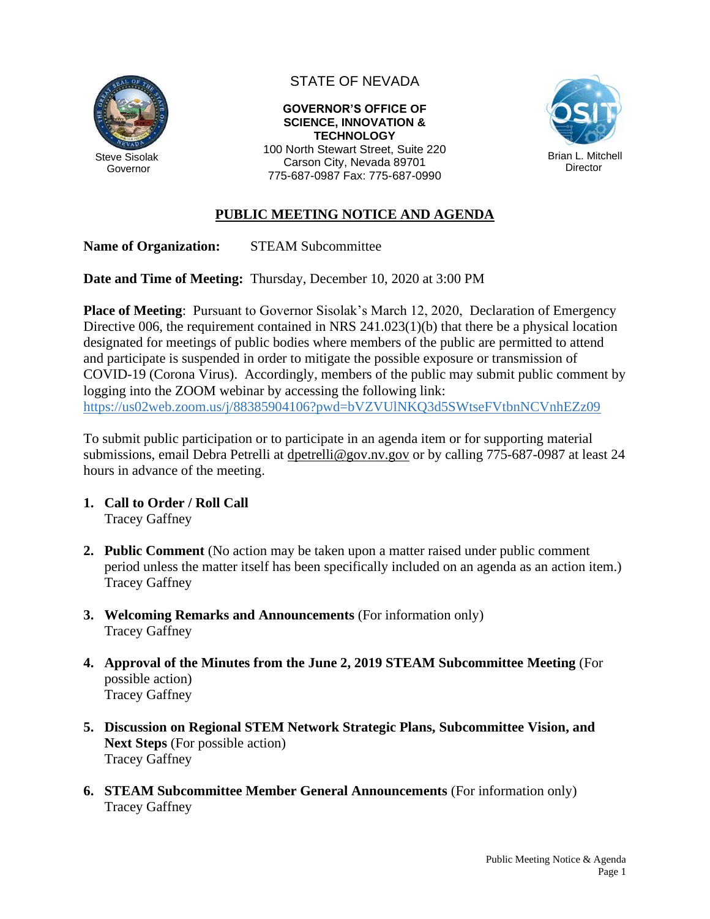STATE OF NEVADA

**GOVERNOR'S OFFICE OF SCIENCE, INNOVATION & TECHNOLOGY**
100 North Stewart Street, Suite 220
Carson City, Nevada 89701
775-687-0987 Fax: 775-687-0990

Steve Sisolak
Governor

Brian L. Mitchell
Director

## PUBLIC MEETING NOTICE AND AGENDA

**Name of Organization:** STEAM Subcommittee

**Date and Time of Meeting:** Thursday, December 10, 2020 at 3:00 PM

**Place of Meeting**: Pursuant to Governor Sisolak's March 12, 2020, Declaration of Emergency Directive 006, the requirement contained in NRS 241.023(1)(b) that there be a physical location designated for meetings of public bodies where members of the public are permitted to attend and participate is suspended in order to mitigate the possible exposure or transmission of COVID-19 (Corona Virus). Accordingly, members of the public may submit public comment by logging into the ZOOM webinar by accessing the following link: https://us02web.zoom.us/j/88385904106?pwd=bVZVUlNKQ3d5SWtseFVtbnNCVnhEZz09

To submit public participation or to participate in an agenda item or for supporting material submissions, email Debra Petrelli at dpetrelli@gov.nv.gov or by calling 775-687-0987 at least 24 hours in advance of the meeting.

1. **Call to Order / Roll Call**
   Tracey Gaffney

2. **Public Comment** (No action may be taken upon a matter raised under public comment period unless the matter itself has been specifically included on an agenda as an action item.)
   Tracey Gaffney

3. **Welcoming Remarks and Announcements** (For information only)
   Tracey Gaffney

4. **Approval of the Minutes from the June 2, 2019 STEAM Subcommittee Meeting** (For possible action)
   Tracey Gaffney

5. **Discussion on Regional STEM Network Strategic Plans, Subcommittee Vision, and Next Steps** (For possible action)
   Tracey Gaffney

6. **STEAM Subcommittee Member General Announcements** (For information only)
   Tracey Gaffney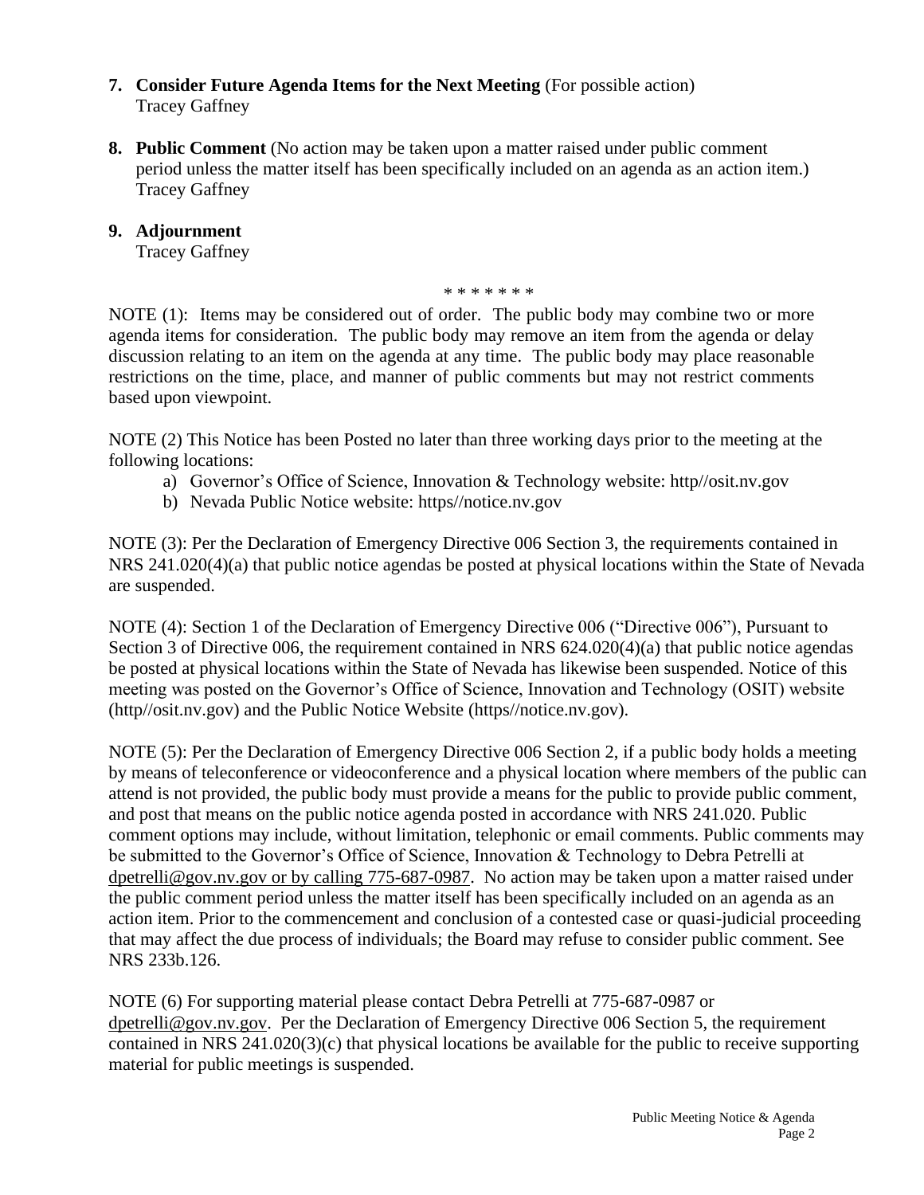7. **Consider Future Agenda Items for the Next Meeting** (For possible action)
   Tracey Gaffney

8. **Public Comment** (No action may be taken upon a matter raised under public comment period unless the matter itself has been specifically included on an agenda as an action item.)
   Tracey Gaffney

9. **Adjournment**
   Tracey Gaffney

\* \* \* \* \* \* \*

NOTE (1): Items may be considered out of order. The public body may combine two or more agenda items for consideration. The public body may remove an item from the agenda or delay discussion relating to an item on the agenda at any time. The public body may place reasonable restrictions on the time, place, and manner of public comments but may not restrict comments based upon viewpoint.

NOTE (2) This Notice has been Posted no later than three working days prior to the meeting at the following locations:

a) Governor's Office of Science, Innovation & Technology website: http//osit.nv.gov
b) Nevada Public Notice website: https//notice.nv.gov

NOTE (3): Per the Declaration of Emergency Directive 006 Section 3, the requirements contained in NRS 241.020(4)(a) that public notice agendas be posted at physical locations within the State of Nevada are suspended.

NOTE (4): Section 1 of the Declaration of Emergency Directive 006 ("Directive 006"), Pursuant to Section 3 of Directive 006, the requirement contained in NRS 624.020(4)(a) that public notice agendas be posted at physical locations within the State of Nevada has likewise been suspended. Notice of this meeting was posted on the Governor's Office of Science, Innovation and Technology (OSIT) website (http//osit.nv.gov) and the Public Notice Website (https//notice.nv.gov).

NOTE (5): Per the Declaration of Emergency Directive 006 Section 2, if a public body holds a meeting by means of teleconference or videoconference and a physical location where members of the public can attend is not provided, the public body must provide a means for the public to provide public comment, and post that means on the public notice agenda posted in accordance with NRS 241.020. Public comment options may include, without limitation, telephonic or email comments. Public comments may be submitted to the Governor's Office of Science, Innovation & Technology to Debra Petrelli at dpetrelli@gov.nv.gov or by calling 775-687-0987. No action may be taken upon a matter raised under the public comment period unless the matter itself has been specifically included on an agenda as an action item. Prior to the commencement and conclusion of a contested case or quasi-judicial proceeding that may affect the due process of individuals; the Board may refuse to consider public comment. See NRS 233b.126.

NOTE (6) For supporting material please contact Debra Petrelli at 775-687-0987 or dpetrelli@gov.nv.gov. Per the Declaration of Emergency Directive 006 Section 5, the requirement contained in NRS 241.020(3)(c) that physical locations be available for the public to receive supporting material for public meetings is suspended.